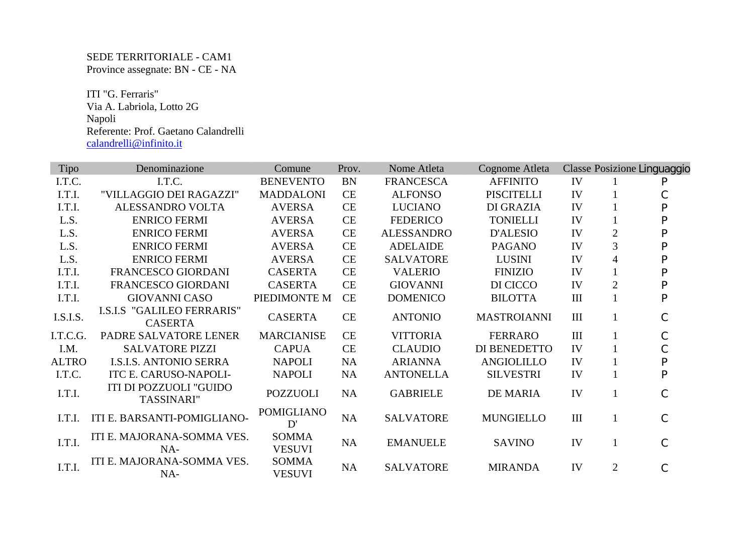SEDE TERRITORIALE - CAM1
Province assegnate: BN - CE - NA

ITI "G. Ferraris"
Via A. Labriola, Lotto 2G
Napoli
Referente: Prof. Gaetano Calandrelli
calandrelli@infinito.it

| Tipo | Denominazione | Comune | Prov. | Nome Atleta | Cognome Atleta | Classe | Posizione | Linguaggio |
|---|---|---|---|---|---|---|---|---|
| I.T.C. | I.T.C. | BENEVENTO | BN | FRANCESCA | AFFINITO | IV | 1 | P |
| I.T.I. | "VILLAGGIO DEI RAGAZZI" | MADDALONI | CE | ALFONSO | PISCITELLI | IV | 1 | C |
| I.T.I. | ALESSANDRO VOLTA | AVERSA | CE | LUCIANO | DI GRAZIA | IV | 1 | P |
| L.S. | ENRICO FERMI | AVERSA | CE | FEDERICO | TONIELLI | IV | 1 | P |
| L.S. | ENRICO FERMI | AVERSA | CE | ALESSANDRO | D'ALESIO | IV | 2 | P |
| L.S. | ENRICO FERMI | AVERSA | CE | ADELAIDE | PAGANO | IV | 3 | P |
| L.S. | ENRICO FERMI | AVERSA | CE | SALVATORE | LUSINI | IV | 4 | P |
| I.T.I. | FRANCESCO GIORDANI | CASERTA | CE | VALERIO | FINIZIO | IV | 1 | P |
| I.T.I. | FRANCESCO GIORDANI | CASERTA | CE | GIOVANNI | DI CICCO | IV | 2 | P |
| I.T.I. | GIOVANNI CASO | PIEDIMONTE M | CE | DOMENICO | BILOTTA | III | 1 | P |
| I.S.I.S. | I.S.I.S "GALILEO FERRARIS" CASERTA | CASERTA | CE | ANTONIO | MASTROIANNI | III | 1 | C |
| I.T.C.G. | PADRE SALVATORE LENER | MARCIANISE | CE | VITTORIA | FERRARO | III | 1 | C |
| I.M. | SALVATORE PIZZI | CAPUA | CE | CLAUDIO | DI BENEDETTO | IV | 1 | C |
| ALTRO | I.S.I.S. ANTONIO SERRA | NAPOLI | NA | ARIANNA | ANGIOLILLO | IV | 1 | P |
| I.T.C. | ITC E. CARUSO-NAPOLI- | NAPOLI | NA | ANTONELLA | SILVESTRI | IV | 1 | P |
| I.T.I. | ITI DI POZZUOLI "GUIDO TASSINARI" | POZZUOLI | NA | GABRIELE | DE MARIA | IV | 1 | C |
| I.T.I. | ITI E. BARSANTI-POMIGLIANO- | POMIGLIANO D' | NA | SALVATORE | MUNGIELLO | III | 1 | C |
| I.T.I. | ITI E. MAJORANA-SOMMA VES. NA- | SOMMA VESUVI | NA | EMANUELE | SAVINO | IV | 1 | C |
| I.T.I. | ITI E. MAJORANA-SOMMA VES. NA- | SOMMA VESUVI | NA | SALVATORE | MIRANDA | IV | 2 | C |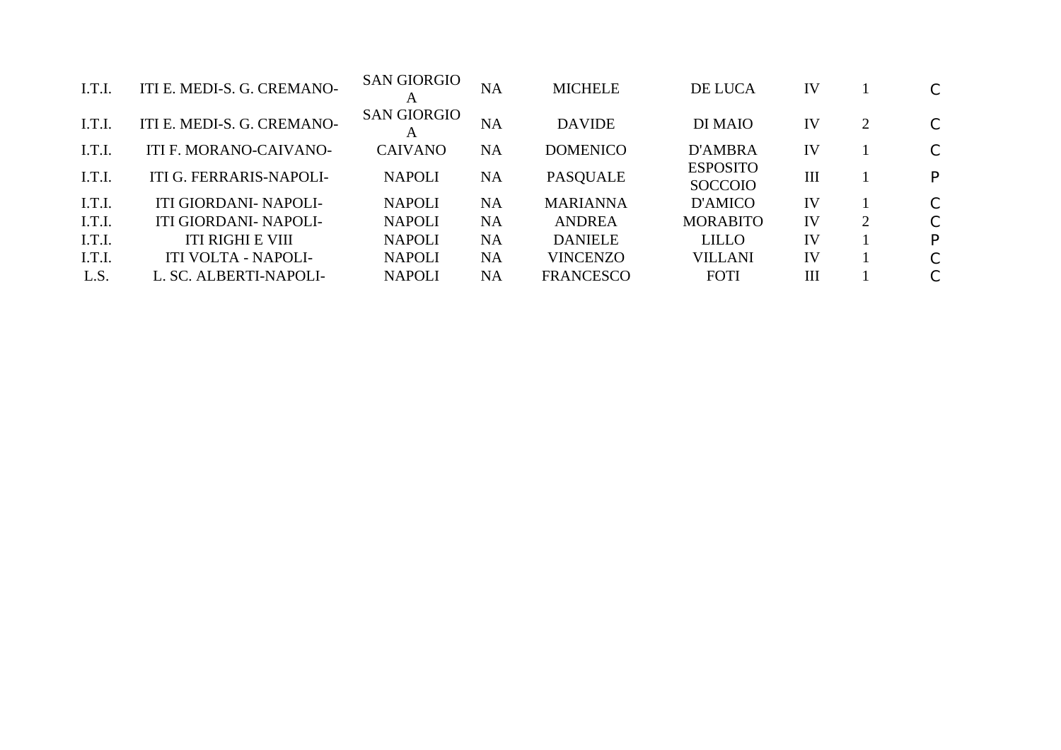| | | | | | | | | |
|---|---|---|---|---|---|---|---|---|
| I.T.I. | ITI E. MEDI-S. G. CREMANO- | SAN GIORGIO A | NA | MICHELE | DE LUCA | IV | 1 | C |
| I.T.I. | ITI E. MEDI-S. G. CREMANO- | SAN GIORGIO A | NA | DAVIDE | DI MAIO | IV | 2 | C |
| I.T.I. | ITI F. MORANO-CAIVANO- | CAIVANO | NA | DOMENICO | D'AMBRA | IV | 1 | C |
| I.T.I. | ITI G. FERRARIS-NAPOLI- | NAPOLI | NA | PASQUALE | ESPOSITO SOCCOIO | III | 1 | P |
| I.T.I. | ITI GIORDANI- NAPOLI- | NAPOLI | NA | MARIANNA | D'AMICO | IV | 1 | C |
| I.T.I. | ITI GIORDANI- NAPOLI- | NAPOLI | NA | ANDREA | MORABITO | IV | 2 | C |
| I.T.I. | ITI RIGHI E VIII | NAPOLI | NA | DANIELE | LILLO | IV | 1 | P |
| I.T.I. | ITI VOLTA - NAPOLI- | NAPOLI | NA | VINCENZO | VILLANI | IV | 1 | C |
| L.S. | L. SC. ALBERTI-NAPOLI- | NAPOLI | NA | FRANCESCO | FOTI | III | 1 | C |